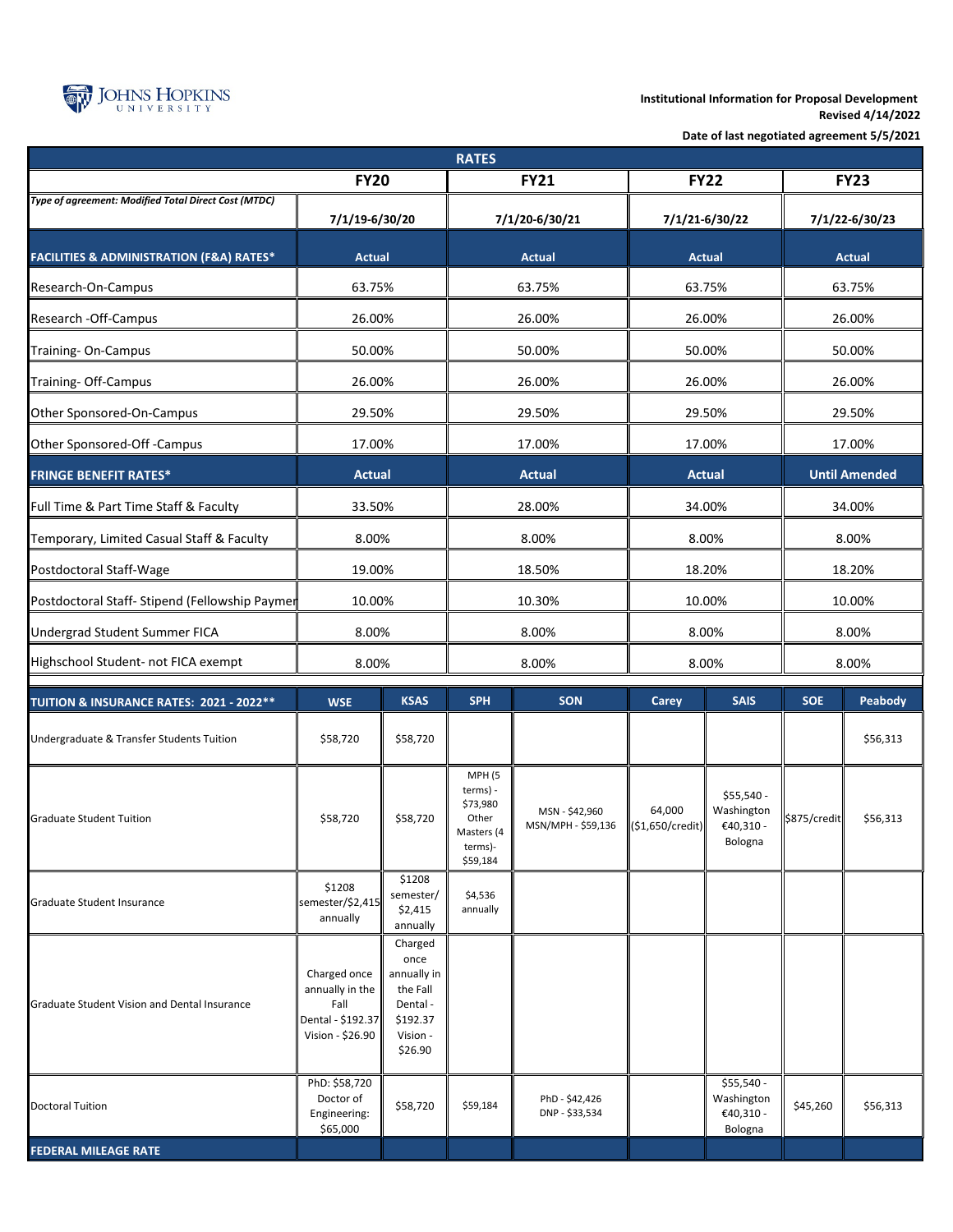JOHNS HOPKINS UNIVERSITY

**Institutional Information for Proposal Development**
**Revised 4/14/2022**

**Date of last negotiated agreement 5/5/2021**

**RATES**

| | FY20 | FY21 | FY22 | FY23 |
|---|---|---|---|---|
| *Type of agreement: Modified Total Direct Cost (MTDC)* | 7/1/19-6/30/20 | 7/1/20-6/30/21 | 7/1/21-6/30/22 | 7/1/22-6/30/23 |
| **FACILITIES & ADMINISTRATION (F&A) RATES*** | **Actual** | **Actual** | **Actual** | **Actual** |
| Research-On-Campus | 63.75% | 63.75% | 63.75% | 63.75% |
| Research -Off-Campus | 26.00% | 26.00% | 26.00% | 26.00% |
| Training- On-Campus | 50.00% | 50.00% | 50.00% | 50.00% |
| Training- Off-Campus | 26.00% | 26.00% | 26.00% | 26.00% |
| Other Sponsored-On-Campus | 29.50% | 29.50% | 29.50% | 29.50% |
| Other Sponsored-Off -Campus | 17.00% | 17.00% | 17.00% | 17.00% |
| **FRINGE BENEFIT RATES*** | **Actual** | **Actual** | **Actual** | **Until Amended** |
| Full Time & Part Time Staff & Faculty | 33.50% | 28.00% | 34.00% | 34.00% |
| Temporary, Limited Casual Staff & Faculty | 8.00% | 8.00% | 8.00% | 8.00% |
| Postdoctoral Staff-Wage | 19.00% | 18.50% | 18.20% | 18.20% |
| Postdoctoral Staff- Stipend (Fellowship Paymer | 10.00% | 10.30% | 10.00% | 10.00% |
| Undergrad Student Summer FICA | 8.00% | 8.00% | 8.00% | 8.00% |
| Highschool Student- not FICA exempt | 8.00% | 8.00% | 8.00% | 8.00% |

| **TUITION & INSURANCE RATES: 2021 - 2022**** | WSE | KSAS | SPH | SON | Carey | SAIS | SOE | Peabody |
|---|---|---|---|---|---|---|---|---|
| Undergraduate & Transfer Students Tuition | $58,720 | $58,720 | | | | | | $56,313 |
| Graduate Student Tuition | $58,720 | $58,720 | MPH (5 terms) - $73,980 Other Masters (4 terms)- $59,184 | MSN - $42,960 MSN/MPH - $59,136 | 64,000 ($1,650/credit) | $55,540 - Washington €40,310 - Bologna | $875/credit | $56,313 |
| Graduate Student Insurance | $1208 semester/$2,415 annually | $1208 semester/ $2,415 annually | $4,536 annually | | | | | |
| Graduate Student Vision and Dental Insurance | Charged once annually in the Fall Dental - $192.37 Vision - $26.90 | Charged once annually in the Fall Dental - $192.37 Vision - $26.90 | | | | | | |
| Doctoral Tuition | PhD: $58,720 Doctor of Engineering: $65,000 | $58,720 | $59,184 | PhD - $42,426 DNP - $33,534 | | $55,540 - Washington €40,310 - Bologna | $45,260 | $56,313 |
| **FEDERAL MILEAGE RATE** | | | | | | | | |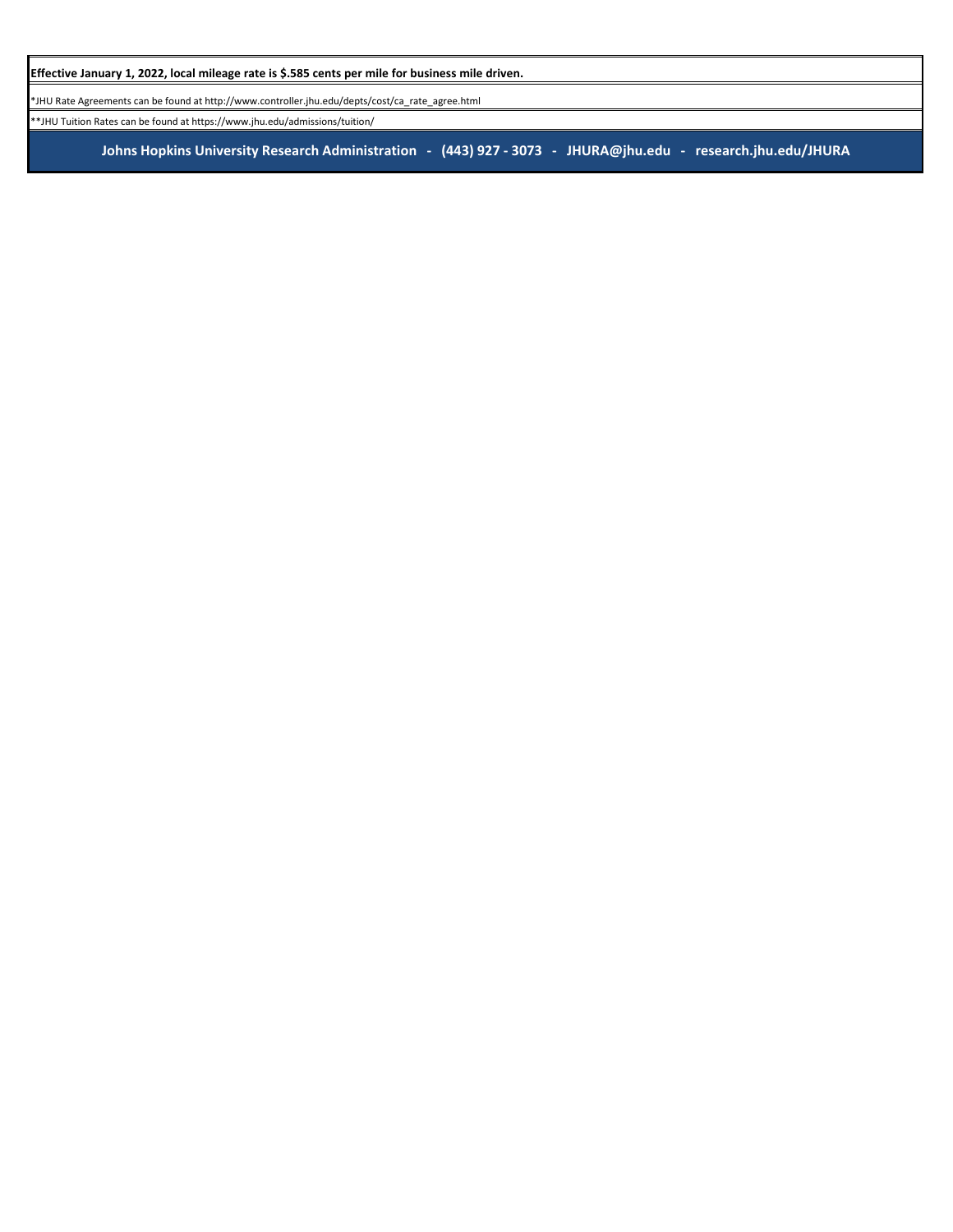**Effective January 1, 2022, local mileage rate is $.585 cents per mile for business mile driven.**

*JHU Rate Agreements can be found at http://www.controller.jhu.edu/depts/cost/ca_rate_agree.html

**JHU Tuition Rates can be found at https://www.jhu.edu/admissions/tuition/

**Johns Hopkins University Research Administration - (443) 927 - 3073 - JHURA@jhu.edu - research.jhu.edu/JHURA**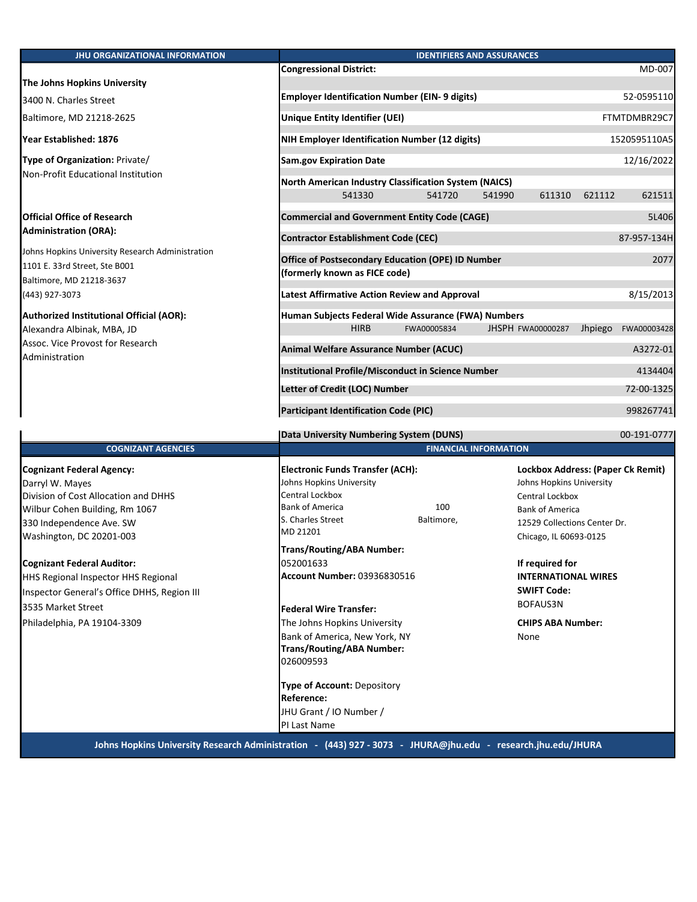## JHU ORGANIZATIONAL INFORMATION

**The Johns Hopkins University**
3400 N. Charles Street
Baltimore, MD 21218-2625

**Year Established: 1876**

**Type of Organization:** Private/ Non-Profit Educational Institution

**Official Office of Research Administration (ORA):**
Johns Hopkins University Research Administration
1101 E. 33rd Street, Ste B001
Baltimore, MD 21218-3637
(443) 927-3073

**Authorized Institutional Official (AOR):**
Alexandra Albinak, MBA, JD
Assoc. Vice Provost for Research Administration

## IDENTIFIERS AND ASSURANCES

| | |
|---|---|
| **Congressional District:** | MD-007 |
| **Employer Identification Number (EIN- 9 digits)** | 52-0595110 |
| **Unique Entity Identifier (UEI)** | FTMTDMBR29C7 |
| **NIH Employer Identification Number (12 digits)** | 1520595110A5 |
| **Sam.gov Expiration Date** | 12/16/2022 |
| **North American Industry Classification System (NAICS)** | 541330, 541720, 541990, 611310, 621112, 621511 |
| **Commercial and Government Entity Code (CAGE)** | 5L406 |
| **Contractor Establishment Code (CEC)** | 87-957-134H |
| **Office of Postsecondary Education (OPE) ID Number (formerly known as FICE code)** | 2077 |
| **Latest Affirmative Action Review and Approval** | 8/15/2013 |
| **Human Subjects Federal Wide Assurance (FWA) Numbers** | HIRB FWA00005834; JHSPH FWA00000287; Jhpiego FWA00003428 |
| **Animal Welfare Assurance Number (ACUC)** | A3272-01 |
| **Institutional Profile/Misconduct in Science Number** | 4134404 |
| **Letter of Credit (LOC) Number** | 72-00-1325 |
| **Participant Identification Code (PIC)** | 998267741 |
| **Data University Numbering System (DUNS)** | 00-191-0777 |

## COGNIZANT AGENCIES

**Cognizant Federal Agency:**
Darryl W. Mayes
Division of Cost Allocation and DHHS
Wilbur Cohen Building, Rm 1067
330 Independence Ave. SW
Washington, DC 20201-003

**Cognizant Federal Auditor:**
HHS Regional Inspector HHS Regional Inspector General's Office DHHS, Region III
3535 Market Street
Philadelphia, PA 19104-3309

## FINANCIAL INFORMATION

**Electronic Funds Transfer (ACH):**
Johns Hopkins University
Central Lockbox
Bank of America
100 S. Charles Street
Baltimore, MD 21201

**Trans/Routing/ABA Number:**
052001633

**Account Number:** 03936830516

**Federal Wire Transfer:**
The Johns Hopkins University
Bank of America, New York, NY

**Trans/Routing/ABA Number:**
026009593

**Type of Account:** Depository

**Reference:**
JHU Grant / IO Number / PI Last Name

**Lockbox Address: (Paper Ck Remit)**
Johns Hopkins University
Central Lockbox
Bank of America
12529 Collections Center Dr.
Chicago, IL 60693-0125

**If required for INTERNATIONAL WIRES**

**SWIFT Code:**
BOFAUS3N

**CHIPS ABA Number:**
None

**Johns Hopkins University Research Administration - (443) 927 - 3073 - JHURA@jhu.edu - research.jhu.edu/JHURA**